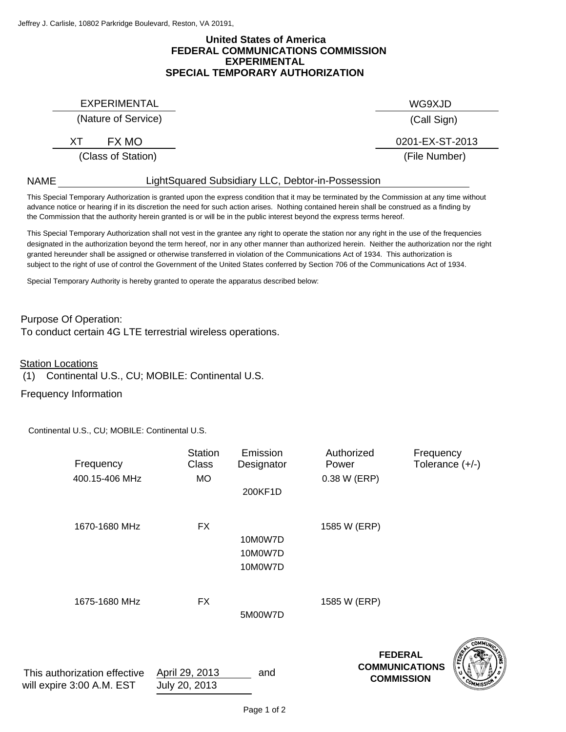Jeffrey J. Carlisle, 10802 Parkridge Boulevard, Reston, VA 20191,

# United States of America
# FEDERAL COMMUNICATIONS COMMISSION
# EXPERIMENTAL
# SPECIAL TEMPORARY AUTHORIZATION

EXPERIMENTAL
(Nature of Service)

WG9XJD
(Call Sign)

XT FX MO
(Class of Station)

0201-EX-ST-2013
(File Number)

NAME LightSquared Subsidiary LLC, Debtor-in-Possession

This Special Temporary Authorization is granted upon the express condition that it may be terminated by the Commission at any time without advance notice or hearing if in its discretion the need for such action arises. Nothing contained herein shall be construed as a finding by the Commission that the authority herein granted is or will be in the public interest beyond the express terms hereof.

This Special Temporary Authorization shall not vest in the grantee any right to operate the station nor any right in the use of the frequencies designated in the authorization beyond the term hereof, nor in any other manner than authorized herein. Neither the authorization nor the right granted hereunder shall be assigned or otherwise transferred in violation of the Communications Act of 1934. This authorization is subject to the right of use of control the Government of the United States conferred by Section 706 of the Communications Act of 1934.

Special Temporary Authority is hereby granted to operate the apparatus described below:

Purpose Of Operation:
To conduct certain 4G LTE terrestrial wireless operations.

Station Locations
(1) Continental U.S., CU; MOBILE: Continental U.S.

Frequency Information

Continental U.S., CU; MOBILE: Continental U.S.

| Frequency | Station Class | Emission Designator | Authorized Power | Frequency Tolerance (+/-) |
|---|---|---|---|---|
| 400.15-406 MHz | MO | 200KF1D | 0.38 W (ERP) | |
| 1670-1680 MHz | FX | 10M0W7D<br>10M0W7D<br>10M0W7D | 1585 W (ERP) | |
| 1675-1680 MHz | FX | 5M00W7D | 1585 W (ERP) | |

This authorization effective April 29, 2013 and will expire 3:00 A.M. EST July 20, 2013

FEDERAL COMMUNICATIONS COMMISSION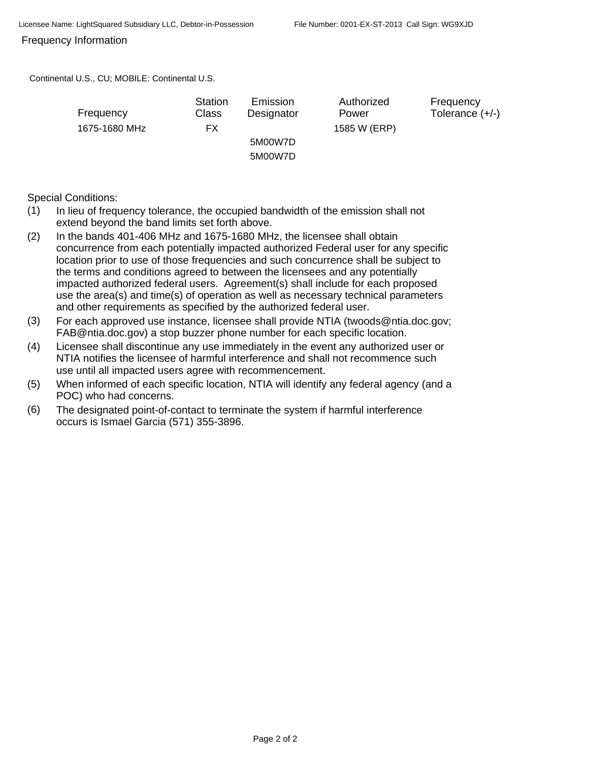Licensee Name: LightSquared Subsidiary LLC, Debtor-in-Possession File Number: 0201-EX-ST-2013 Call Sign: WG9XJD

## Frequency Information

Continental U.S., CU; MOBILE: Continental U.S.

| Frequency | Station Class | Emission Designator | Authorized Power | Frequency Tolerance (+/-) |
|---|---|---|---|---|
| 1675-1680 MHz | FX | | 1585 W (ERP) | |
| | | 5M00W7D | | |
| | | 5M00W7D | | |

Special Conditions:

(1) In lieu of frequency tolerance, the occupied bandwidth of the emission shall not extend beyond the band limits set forth above.

(2) In the bands 401-406 MHz and 1675-1680 MHz, the licensee shall obtain concurrence from each potentially impacted authorized Federal user for any specific location prior to use of those frequencies and such concurrence shall be subject to the terms and conditions agreed to between the licensees and any potentially impacted authorized federal users. Agreement(s) shall include for each proposed use the area(s) and time(s) of operation as well as necessary technical parameters and other requirements as specified by the authorized federal user.

(3) For each approved use instance, licensee shall provide NTIA (twoods@ntia.doc.gov; FAB@ntia.doc.gov) a stop buzzer phone number for each specific location.

(4) Licensee shall discontinue any use immediately in the event any authorized user or NTIA notifies the licensee of harmful interference and shall not recommence such use until all impacted users agree with recommencement.

(5) When informed of each specific location, NTIA will identify any federal agency (and a POC) who had concerns.

(6) The designated point-of-contact to terminate the system if harmful interference occurs is Ismael Garcia (571) 355-3896.